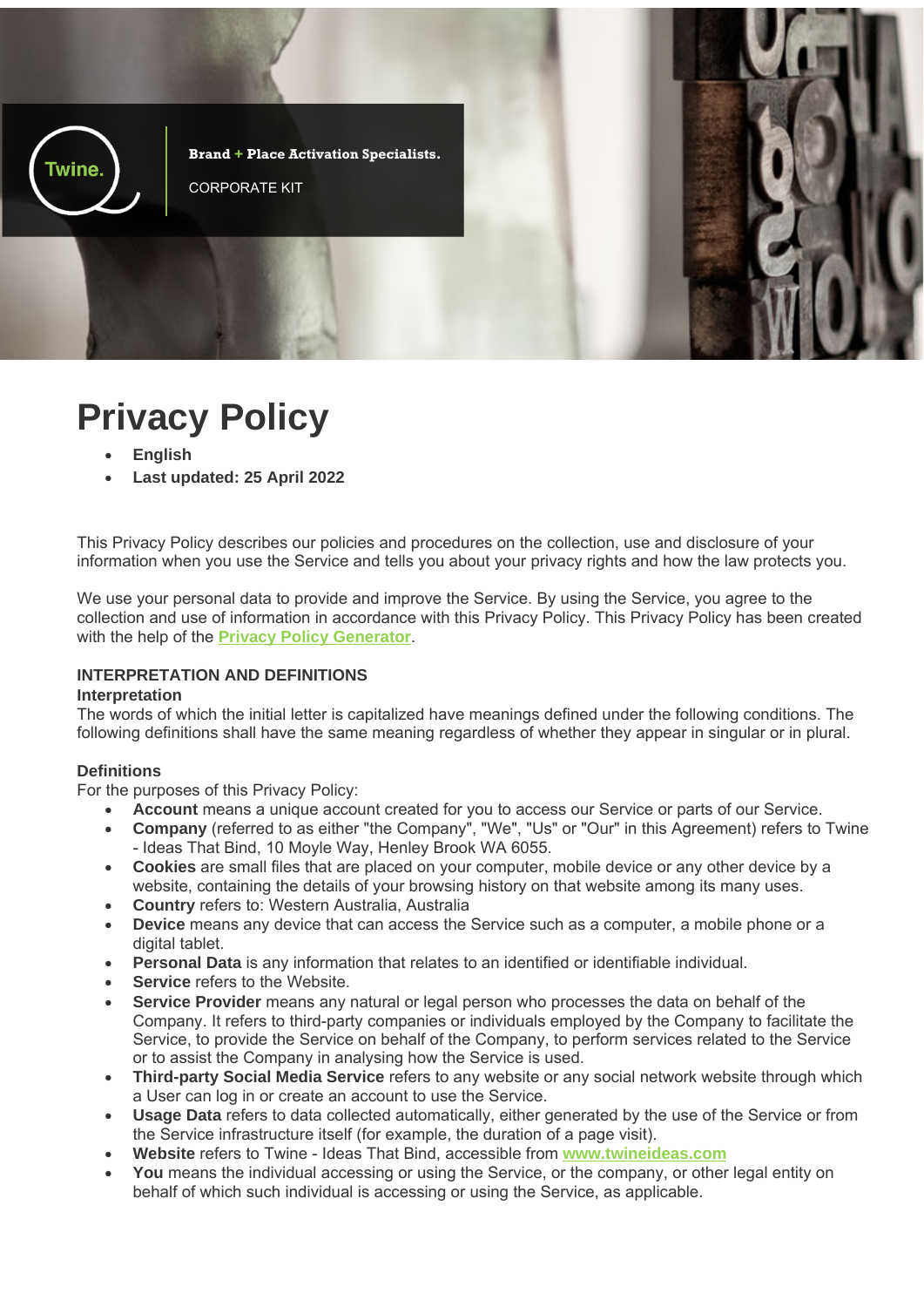Twine.

**Brand + Place Activation Specialists.**

CORPORATE KIT

# Privacy Policy

- **English**
- **Last updated: 25 April 2022**

This Privacy Policy describes our policies and procedures on the collection, use and disclosure of your information when you use the Service and tells you about your privacy rights and how the law protects you.

We use your personal data to provide and improve the Service. By using the Service, you agree to the collection and use of information in accordance with this Privacy Policy. This Privacy Policy has been created with the help of the **Privacy Policy Generator**.

### INTERPRETATION AND DEFINITIONS

**Interpretation**

The words of which the initial letter is capitalized have meanings defined under the following conditions. The following definitions shall have the same meaning regardless of whether they appear in singular or in plural.

**Definitions**

For the purposes of this Privacy Policy:

- **Account** means a unique account created for you to access our Service or parts of our Service.
- **Company** (referred to as either "the Company", "We", "Us" or "Our" in this Agreement) refers to Twine - Ideas That Bind, 10 Moyle Way, Henley Brook WA 6055.
- **Cookies** are small files that are placed on your computer, mobile device or any other device by a website, containing the details of your browsing history on that website among its many uses.
- **Country** refers to: Western Australia, Australia
- **Device** means any device that can access the Service such as a computer, a mobile phone or a digital tablet.
- **Personal Data** is any information that relates to an identified or identifiable individual.
- **Service** refers to the Website.
- **Service Provider** means any natural or legal person who processes the data on behalf of the Company. It refers to third-party companies or individuals employed by the Company to facilitate the Service, to provide the Service on behalf of the Company, to perform services related to the Service or to assist the Company in analysing how the Service is used.
- **Third-party Social Media Service** refers to any website or any social network website through which a User can log in or create an account to use the Service.
- **Usage Data** refers to data collected automatically, either generated by the use of the Service or from the Service infrastructure itself (for example, the duration of a page visit).
- **Website** refers to Twine - Ideas That Bind, accessible from **www.twineideas.com**
- **You** means the individual accessing or using the Service, or the company, or other legal entity on behalf of which such individual is accessing or using the Service, as applicable.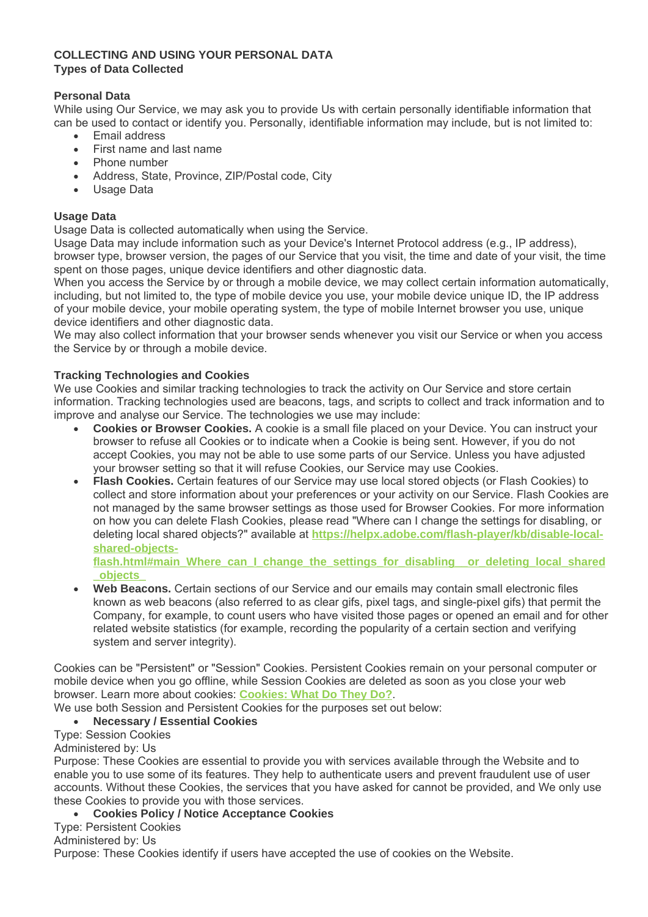## COLLECTING AND USING YOUR PERSONAL DATA

### Types of Data Collected

#### Personal Data

While using Our Service, we may ask you to provide Us with certain personally identifiable information that can be used to contact or identify you. Personally, identifiable information may include, but is not limited to:

- Email address
- First name and last name
- Phone number
- Address, State, Province, ZIP/Postal code, City
- Usage Data

#### Usage Data

Usage Data is collected automatically when using the Service.

Usage Data may include information such as your Device's Internet Protocol address (e.g., IP address), browser type, browser version, the pages of our Service that you visit, the time and date of your visit, the time spent on those pages, unique device identifiers and other diagnostic data.

When you access the Service by or through a mobile device, we may collect certain information automatically, including, but not limited to, the type of mobile device you use, your mobile device unique ID, the IP address of your mobile device, your mobile operating system, the type of mobile Internet browser you use, unique device identifiers and other diagnostic data.

We may also collect information that your browser sends whenever you visit our Service or when you access the Service by or through a mobile device.

#### Tracking Technologies and Cookies

We use Cookies and similar tracking technologies to track the activity on Our Service and store certain information. Tracking technologies used are beacons, tags, and scripts to collect and track information and to improve and analyse our Service. The technologies we use may include:

- **Cookies or Browser Cookies.** A cookie is a small file placed on your Device. You can instruct your browser to refuse all Cookies or to indicate when a Cookie is being sent. However, if you do not accept Cookies, you may not be able to use some parts of our Service. Unless you have adjusted your browser setting so that it will refuse Cookies, our Service may use Cookies.
- **Flash Cookies.** Certain features of our Service may use local stored objects (or Flash Cookies) to collect and store information about your preferences or your activity on our Service. Flash Cookies are not managed by the same browser settings as those used for Browser Cookies. For more information on how you can delete Flash Cookies, please read "Where can I change the settings for disabling, or deleting local shared objects?" available at **https://helpx.adobe.com/flash-player/kb/disable-local-shared-objects-flash.html#main_Where_can_I_change_the_settings_for_disabling__or_deleting_local_shared_objects_**
- **Web Beacons.** Certain sections of our Service and our emails may contain small electronic files known as web beacons (also referred to as clear gifs, pixel tags, and single-pixel gifs) that permit the Company, for example, to count users who have visited those pages or opened an email and for other related website statistics (for example, recording the popularity of a certain section and verifying system and server integrity).

Cookies can be "Persistent" or "Session" Cookies. Persistent Cookies remain on your personal computer or mobile device when you go offline, while Session Cookies are deleted as soon as you close your web browser. Learn more about cookies: **Cookies: What Do They Do?**.

We use both Session and Persistent Cookies for the purposes set out below:

- **Necessary / Essential Cookies**

Type: Session Cookies

Administered by: Us

Purpose: These Cookies are essential to provide you with services available through the Website and to enable you to use some of its features. They help to authenticate users and prevent fraudulent use of user accounts. Without these Cookies, the services that you have asked for cannot be provided, and We only use these Cookies to provide you with those services.

- **Cookies Policy / Notice Acceptance Cookies**

Type: Persistent Cookies

Administered by: Us

Purpose: These Cookies identify if users have accepted the use of cookies on the Website.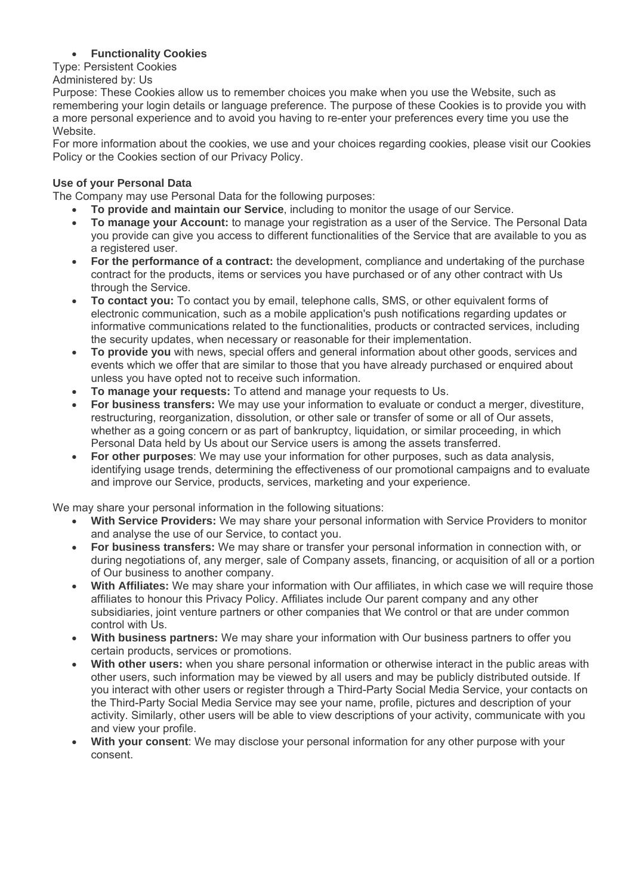- **Functionality Cookies**

Type: Persistent Cookies
Administered by: Us
Purpose: These Cookies allow us to remember choices you make when you use the Website, such as remembering your login details or language preference. The purpose of these Cookies is to provide you with a more personal experience and to avoid you having to re-enter your preferences every time you use the Website.
For more information about the cookies, we use and your choices regarding cookies, please visit our Cookies Policy or the Cookies section of our Privacy Policy.

**Use of your Personal Data**

The Company may use Personal Data for the following purposes:

- **To provide and maintain our Service**, including to monitor the usage of our Service.
- **To manage your Account:** to manage your registration as a user of the Service. The Personal Data you provide can give you access to different functionalities of the Service that are available to you as a registered user.
- **For the performance of a contract:** the development, compliance and undertaking of the purchase contract for the products, items or services you have purchased or of any other contract with Us through the Service.
- **To contact you:** To contact you by email, telephone calls, SMS, or other equivalent forms of electronic communication, such as a mobile application's push notifications regarding updates or informative communications related to the functionalities, products or contracted services, including the security updates, when necessary or reasonable for their implementation.
- **To provide you** with news, special offers and general information about other goods, services and events which we offer that are similar to those that you have already purchased or enquired about unless you have opted not to receive such information.
- **To manage your requests:** To attend and manage your requests to Us.
- **For business transfers:** We may use your information to evaluate or conduct a merger, divestiture, restructuring, reorganization, dissolution, or other sale or transfer of some or all of Our assets, whether as a going concern or as part of bankruptcy, liquidation, or similar proceeding, in which Personal Data held by Us about our Service users is among the assets transferred.
- **For other purposes**: We may use your information for other purposes, such as data analysis, identifying usage trends, determining the effectiveness of our promotional campaigns and to evaluate and improve our Service, products, services, marketing and your experience.

We may share your personal information in the following situations:

- **With Service Providers:** We may share your personal information with Service Providers to monitor and analyse the use of our Service, to contact you.
- **For business transfers:** We may share or transfer your personal information in connection with, or during negotiations of, any merger, sale of Company assets, financing, or acquisition of all or a portion of Our business to another company.
- **With Affiliates:** We may share your information with Our affiliates, in which case we will require those affiliates to honour this Privacy Policy. Affiliates include Our parent company and any other subsidiaries, joint venture partners or other companies that We control or that are under common control with Us.
- **With business partners:** We may share your information with Our business partners to offer you certain products, services or promotions.
- **With other users:** when you share personal information or otherwise interact in the public areas with other users, such information may be viewed by all users and may be publicly distributed outside. If you interact with other users or register through a Third-Party Social Media Service, your contacts on the Third-Party Social Media Service may see your name, profile, pictures and description of your activity. Similarly, other users will be able to view descriptions of your activity, communicate with you and view your profile.
- **With your consent**: We may disclose your personal information for any other purpose with your consent.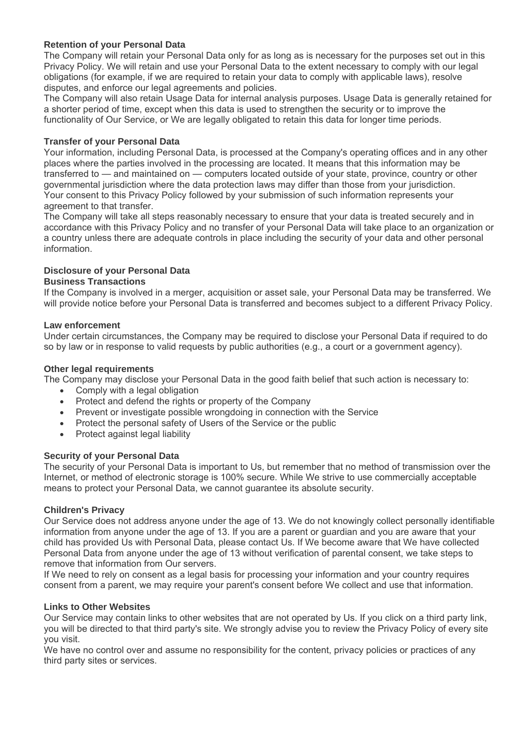### Retention of your Personal Data

The Company will retain your Personal Data only for as long as is necessary for the purposes set out in this Privacy Policy. We will retain and use your Personal Data to the extent necessary to comply with our legal obligations (for example, if we are required to retain your data to comply with applicable laws), resolve disputes, and enforce our legal agreements and policies.

The Company will also retain Usage Data for internal analysis purposes. Usage Data is generally retained for a shorter period of time, except when this data is used to strengthen the security or to improve the functionality of Our Service, or We are legally obligated to retain this data for longer time periods.

### Transfer of your Personal Data

Your information, including Personal Data, is processed at the Company's operating offices and in any other places where the parties involved in the processing are located. It means that this information may be transferred to — and maintained on — computers located outside of your state, province, country or other governmental jurisdiction where the data protection laws may differ than those from your jurisdiction.

Your consent to this Privacy Policy followed by your submission of such information represents your agreement to that transfer.

The Company will take all steps reasonably necessary to ensure that your data is treated securely and in accordance with this Privacy Policy and no transfer of your Personal Data will take place to an organization or a country unless there are adequate controls in place including the security of your data and other personal information.

### Disclosure of your Personal Data

#### Business Transactions

If the Company is involved in a merger, acquisition or asset sale, your Personal Data may be transferred. We will provide notice before your Personal Data is transferred and becomes subject to a different Privacy Policy.

#### Law enforcement

Under certain circumstances, the Company may be required to disclose your Personal Data if required to do so by law or in response to valid requests by public authorities (e.g., a court or a government agency).

#### Other legal requirements

The Company may disclose your Personal Data in the good faith belief that such action is necessary to:

- Comply with a legal obligation
- Protect and defend the rights or property of the Company
- Prevent or investigate possible wrongdoing in connection with the Service
- Protect the personal safety of Users of the Service or the public
- Protect against legal liability

### Security of your Personal Data

The security of your Personal Data is important to Us, but remember that no method of transmission over the Internet, or method of electronic storage is 100% secure. While We strive to use commercially acceptable means to protect your Personal Data, we cannot guarantee its absolute security.

### Children's Privacy

Our Service does not address anyone under the age of 13. We do not knowingly collect personally identifiable information from anyone under the age of 13. If you are a parent or guardian and you are aware that your child has provided Us with Personal Data, please contact Us. If We become aware that We have collected Personal Data from anyone under the age of 13 without verification of parental consent, we take steps to remove that information from Our servers.

If We need to rely on consent as a legal basis for processing your information and your country requires consent from a parent, we may require your parent's consent before We collect and use that information.

### Links to Other Websites

Our Service may contain links to other websites that are not operated by Us. If you click on a third party link, you will be directed to that third party's site. We strongly advise you to review the Privacy Policy of every site you visit.

We have no control over and assume no responsibility for the content, privacy policies or practices of any third party sites or services.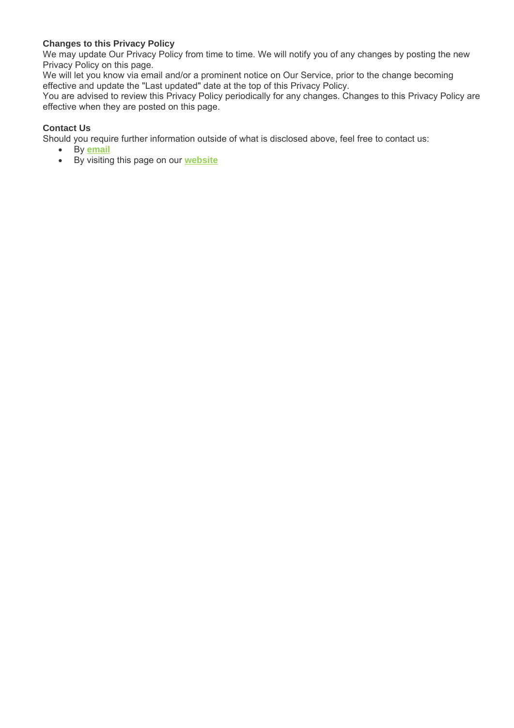### Changes to this Privacy Policy

We may update Our Privacy Policy from time to time. We will notify you of any changes by posting the new Privacy Policy on this page.

We will let you know via email and/or a prominent notice on Our Service, prior to the change becoming effective and update the "Last updated" date at the top of this Privacy Policy.

You are advised to review this Privacy Policy periodically for any changes. Changes to this Privacy Policy are effective when they are posted on this page.

### Contact Us

Should you require further information outside of what is disclosed above, feel free to contact us:

- By **email**
- By visiting this page on our **website**